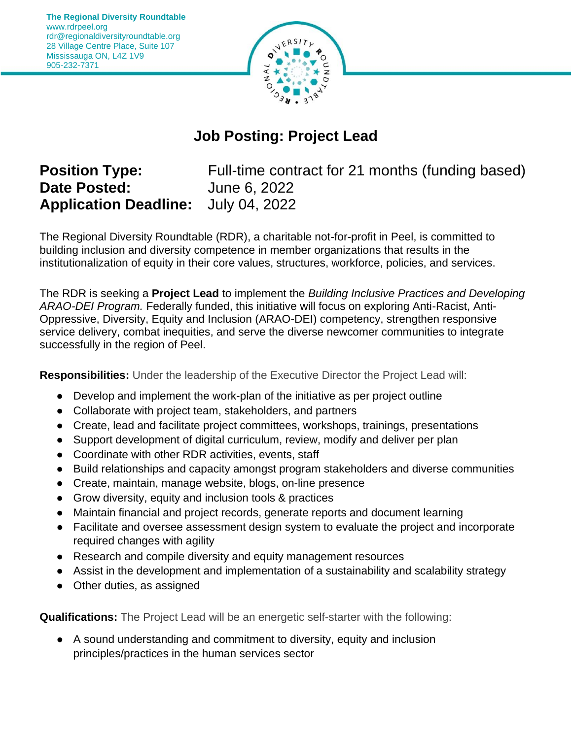**The Regional Diversity Roundtable**
www.rdrpeel.org
rdr@regionaldiversityroundtable.org
28 Village Centre Place, Suite 107
Mississauga ON, L4Z 1V9
905-232-7371

# Job Posting: Project Lead

**Position Type:** Full-time contract for 21 months (funding based)
**Date Posted:** June 6, 2022
**Application Deadline:** July 04, 2022

The Regional Diversity Roundtable (RDR), a charitable not-for-profit in Peel, is committed to building inclusion and diversity competence in member organizations that results in the institutionalization of equity in their core values, structures, workforce, policies, and services.

The RDR is seeking a **Project Lead** to implement the *Building Inclusive Practices and Developing ARAO-DEI Program.* Federally funded, this initiative will focus on exploring Anti-Racist, Anti-Oppressive, Diversity, Equity and Inclusion (ARAO-DEI) competency, strengthen responsive service delivery, combat inequities, and serve the diverse newcomer communities to integrate successfully in the region of Peel.

**Responsibilities:** Under the leadership of the Executive Director the Project Lead will:

- Develop and implement the work-plan of the initiative as per project outline
- Collaborate with project team, stakeholders, and partners
- Create, lead and facilitate project committees, workshops, trainings, presentations
- Support development of digital curriculum, review, modify and deliver per plan
- Coordinate with other RDR activities, events, staff
- Build relationships and capacity amongst program stakeholders and diverse communities
- Create, maintain, manage website, blogs, on-line presence
- Grow diversity, equity and inclusion tools & practices
- Maintain financial and project records, generate reports and document learning
- Facilitate and oversee assessment design system to evaluate the project and incorporate required changes with agility
- Research and compile diversity and equity management resources
- Assist in the development and implementation of a sustainability and scalability strategy
- Other duties, as assigned

**Qualifications:** The Project Lead will be an energetic self-starter with the following:

- A sound understanding and commitment to diversity, equity and inclusion principles/practices in the human services sector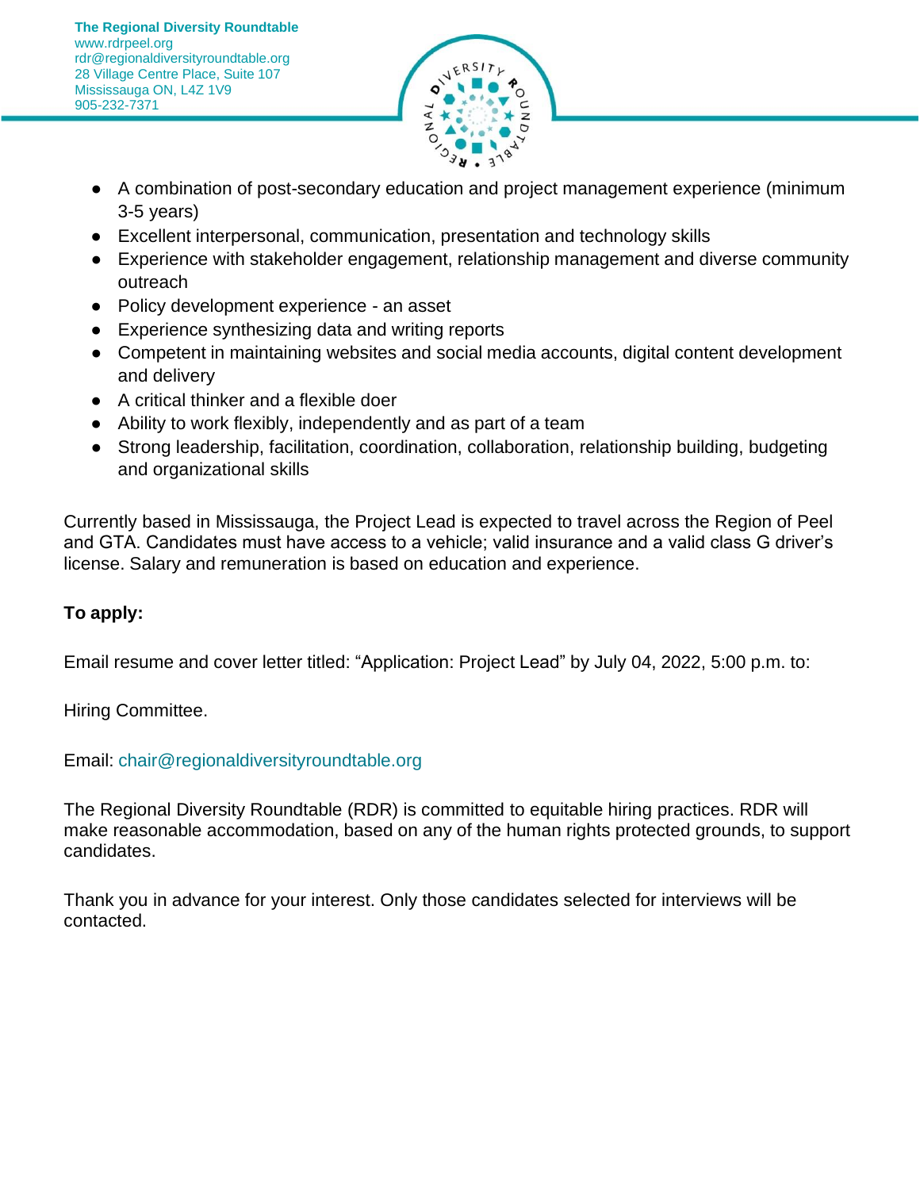- A combination of post-secondary education and project management experience (minimum 3-5 years)
- Excellent interpersonal, communication, presentation and technology skills
- Experience with stakeholder engagement, relationship management and diverse community outreach
- Policy development experience - an asset
- Experience synthesizing data and writing reports
- Competent in maintaining websites and social media accounts, digital content development and delivery
- A critical thinker and a flexible doer
- Ability to work flexibly, independently and as part of a team
- Strong leadership, facilitation, coordination, collaboration, relationship building, budgeting and organizational skills

Currently based in Mississauga, the Project Lead is expected to travel across the Region of Peel and GTA. Candidates must have access to a vehicle; valid insurance and a valid class G driver's license. Salary and remuneration is based on education and experience.

**To apply:**

Email resume and cover letter titled: "Application: Project Lead" by July 04, 2022, 5:00 p.m. to:

Hiring Committee.

Email: chair@regionaldiversityroundtable.org

The Regional Diversity Roundtable (RDR) is committed to equitable hiring practices. RDR will make reasonable accommodation, based on any of the human rights protected grounds, to support candidates.

Thank you in advance for your interest. Only those candidates selected for interviews will be contacted.